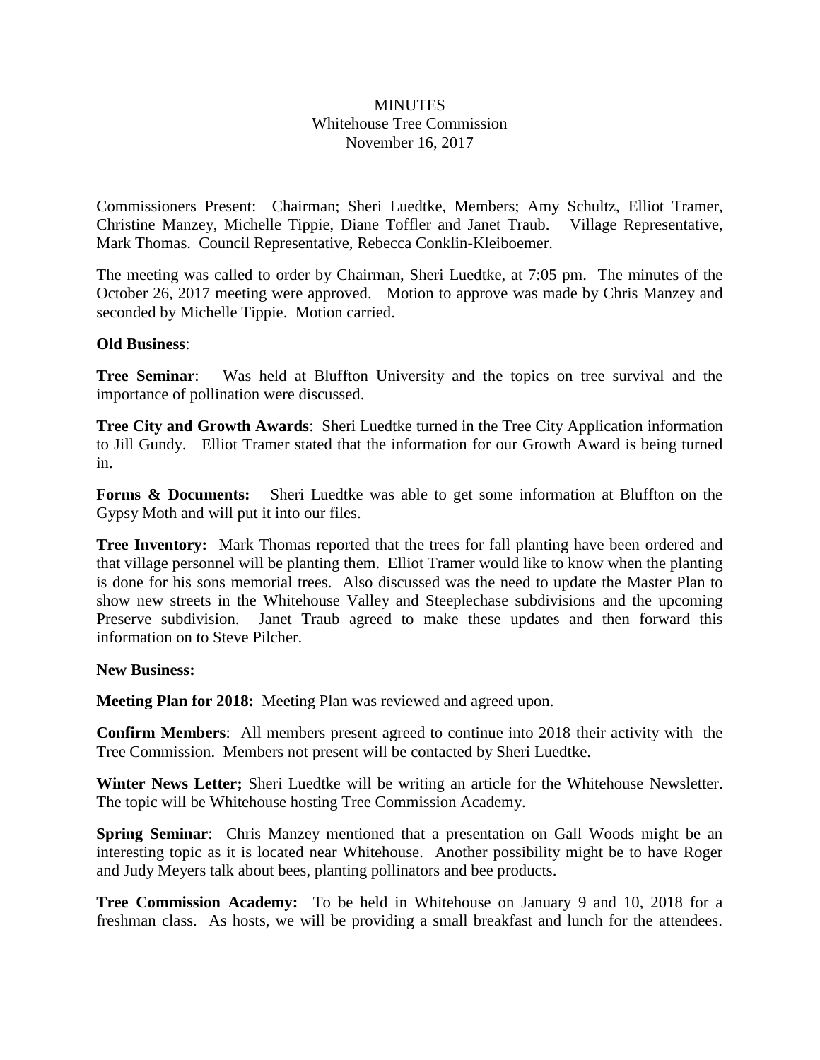# MINUTES
## Whitehouse Tree Commission
### November 16, 2017

Commissioners Present: Chairman; Sheri Luedtke, Members; Amy Schultz, Elliot Tramer, Christine Manzey, Michelle Tippie, Diane Toffler and Janet Traub. Village Representative, Mark Thomas. Council Representative, Rebecca Conklin-Kleiboemer.

The meeting was called to order by Chairman, Sheri Luedtke, at 7:05 pm. The minutes of the October 26, 2017 meeting were approved. Motion to approve was made by Chris Manzey and seconded by Michelle Tippie. Motion carried.

**Old Business**:

**Tree Seminar**: Was held at Bluffton University and the topics on tree survival and the importance of pollination were discussed.

**Tree City and Growth Awards**: Sheri Luedtke turned in the Tree City Application information to Jill Gundy. Elliot Tramer stated that the information for our Growth Award is being turned in.

**Forms & Documents:** Sheri Luedtke was able to get some information at Bluffton on the Gypsy Moth and will put it into our files.

**Tree Inventory:** Mark Thomas reported that the trees for fall planting have been ordered and that village personnel will be planting them. Elliot Tramer would like to know when the planting is done for his sons memorial trees. Also discussed was the need to update the Master Plan to show new streets in the Whitehouse Valley and Steeplechase subdivisions and the upcoming Preserve subdivision. Janet Traub agreed to make these updates and then forward this information on to Steve Pilcher.

**New Business:**

**Meeting Plan for 2018:** Meeting Plan was reviewed and agreed upon.

**Confirm Members**: All members present agreed to continue into 2018 their activity with the Tree Commission. Members not present will be contacted by Sheri Luedtke.

**Winter News Letter;** Sheri Luedtke will be writing an article for the Whitehouse Newsletter. The topic will be Whitehouse hosting Tree Commission Academy.

**Spring Seminar**: Chris Manzey mentioned that a presentation on Gall Woods might be an interesting topic as it is located near Whitehouse. Another possibility might be to have Roger and Judy Meyers talk about bees, planting pollinators and bee products.

**Tree Commission Academy:** To be held in Whitehouse on January 9 and 10, 2018 for a freshman class. As hosts, we will be providing a small breakfast and lunch for the attendees.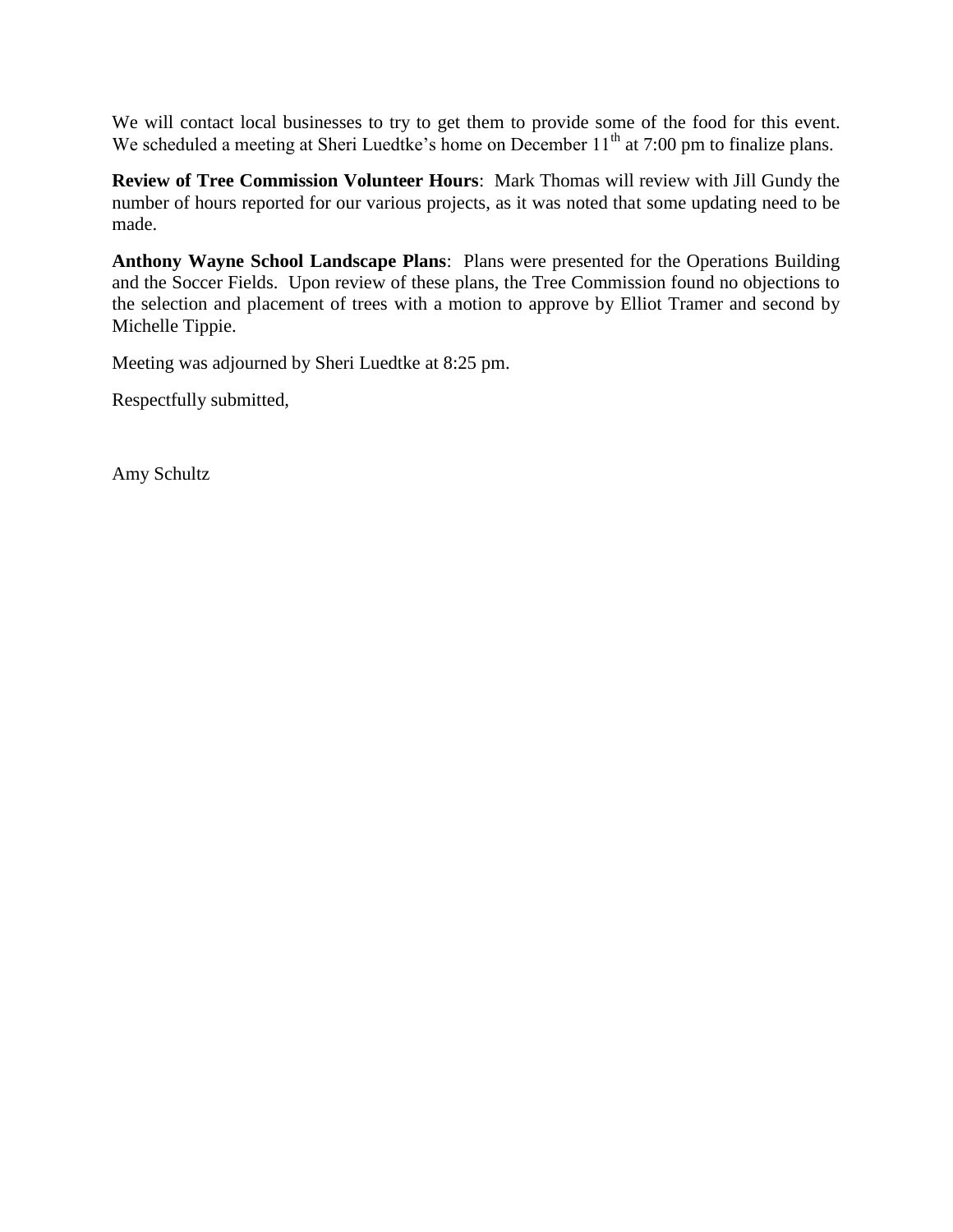We will contact local businesses to try to get them to provide some of the food for this event. We scheduled a meeting at Sheri Luedtke's home on December 11th at 7:00 pm to finalize plans.

**Review of Tree Commission Volunteer Hours**: Mark Thomas will review with Jill Gundy the number of hours reported for our various projects, as it was noted that some updating need to be made.

**Anthony Wayne School Landscape Plans**: Plans were presented for the Operations Building and the Soccer Fields. Upon review of these plans, the Tree Commission found no objections to the selection and placement of trees with a motion to approve by Elliot Tramer and second by Michelle Tippie.

Meeting was adjourned by Sheri Luedtke at 8:25 pm.

Respectfully submitted,

Amy Schultz